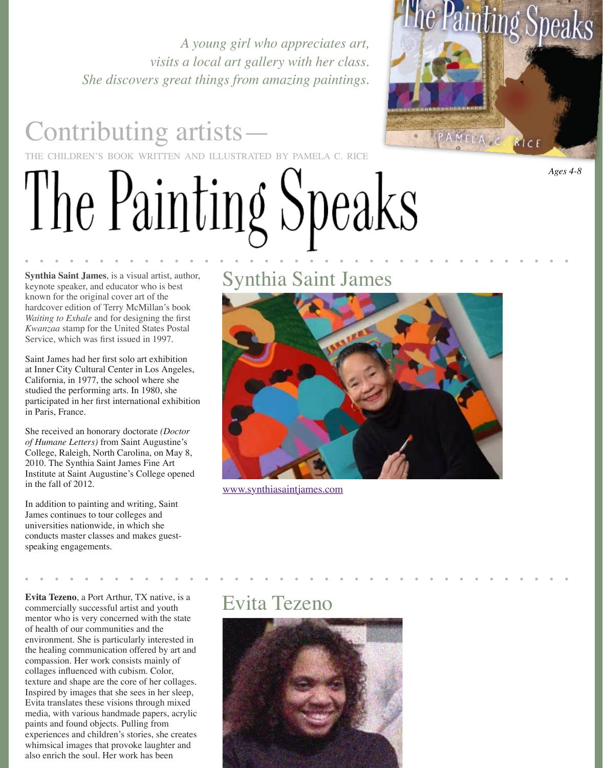*A young girl who appreciates art,*
*visits a local art gallery with her class.*
*She discovers great things from amazing paintings.*

## Contributing artists—

THE CHILDREN'S BOOK WRITTEN AND ILLUSTRATED BY PAMELA C. RICE

# The Painting Speaks

*Ages 4-8*

## Synthia Saint James

**Synthia Saint James**, is a visual artist, author, keynote speaker, and educator who is best known for the original cover art of the hardcover edition of Terry McMillan's book *Waiting to Exhale* and for designing the first *Kwanzaa* stamp for the United States Postal Service, which was first issued in 1997.

Saint James had her first solo art exhibition at Inner City Cultural Center in Los Angeles, California, in 1977, the school where she studied the performing arts. In 1980, she participated in her first international exhibition in Paris, France.

She received an honorary doctorate *(Doctor of Humane Letters)* from Saint Augustine's College, Raleigh, North Carolina, on May 8, 2010. The Synthia Saint James Fine Art Institute at Saint Augustine's College opened in the fall of 2012.

In addition to painting and writing, Saint James continues to tour colleges and universities nationwide, in which she conducts master classes and makes guest-speaking engagements.

www.synthiasaintjames.com

## Evita Tezeno

**Evita Tezeno**, a Port Arthur, TX native, is a commercially successful artist and youth mentor who is very concerned with the state of health of our communities and the environment. She is particularly interested in the healing communication offered by art and compassion. Her work consists mainly of collages influenced with cubism. Color, texture and shape are the core of her collages. Inspired by images that she sees in her sleep, Evita translates these visions through mixed media, with various handmade papers, acrylic paints and found objects. Pulling from experiences and children's stories, she creates whimsical images that provoke laughter and also enrich the soul. Her work has been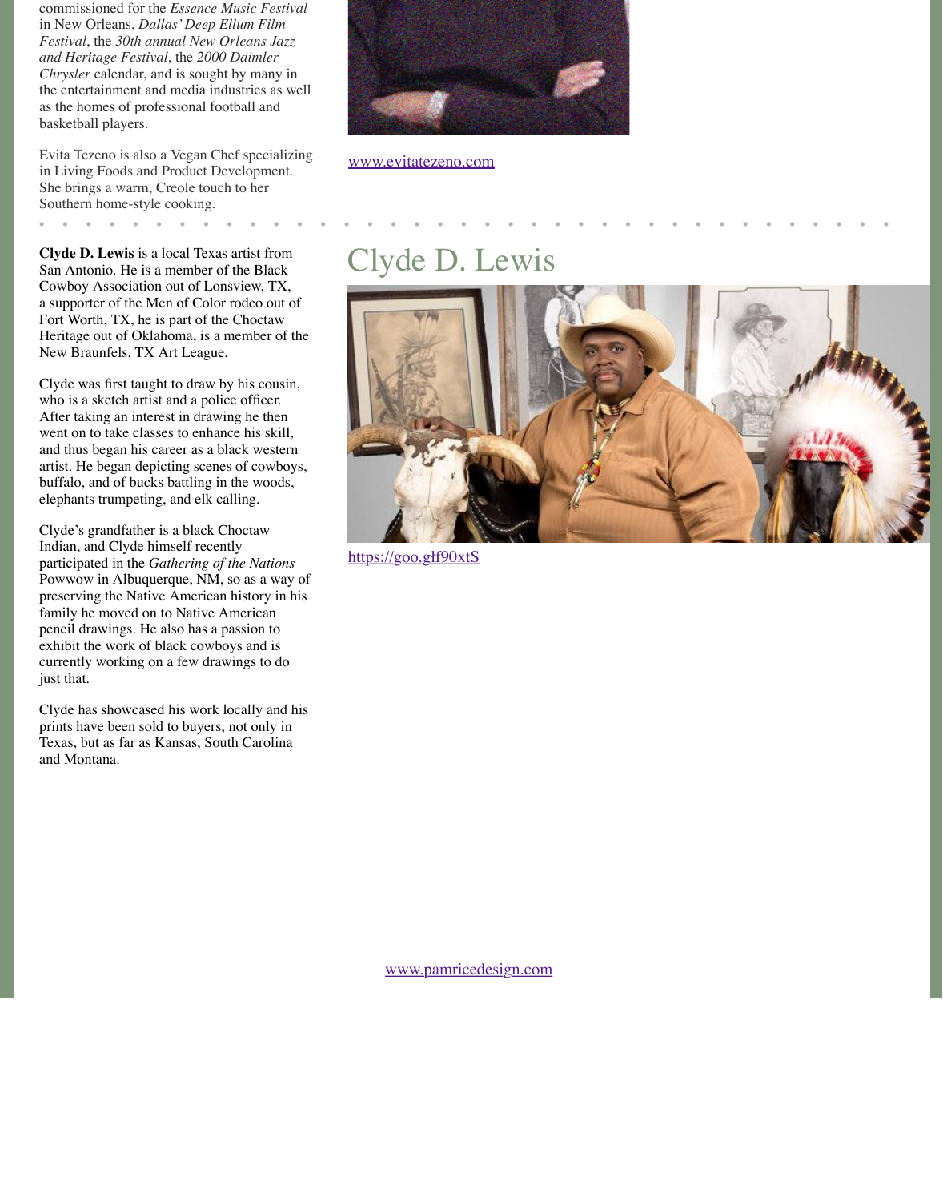commissioned for the *Essence Music Festival* in New Orleans, *Dallas' Deep Ellum Film Festival*, the *30th annual New Orleans Jazz and Heritage Festival*, the *2000 Daimler Chrysler* calendar, and is sought by many in the entertainment and media industries as well as the homes of professional football and basketball players.

Evita Tezeno is also a Vegan Chef specializing in Living Foods and Product Development. She brings a warm, Creole touch to her Southern home-style cooking.

www.evitatezeno.com

## Clyde D. Lewis

**Clyde D. Lewis** is a local Texas artist from San Antonio. He is a member of the Black Cowboy Association out of Lonsview, TX, a supporter of the Men of Color rodeo out of Fort Worth, TX, he is part of the Choctaw Heritage out of Oklahoma, is a member of the New Braunfels, TX Art League.

Clyde was first taught to draw by his cousin, who is a sketch artist and a police officer. After taking an interest in drawing he then went on to take classes to enhance his skill, and thus began his career as a black western artist. He began depicting scenes of cowboys, buffalo, and of bucks battling in the woods, elephants trumpeting, and elk calling.

Clyde's grandfather is a black Choctaw Indian, and Clyde himself recently participated in the *Gathering of the Nations* Powwow in Albuquerque, NM, so as a way of preserving the Native American history in his family he moved on to Native American pencil drawings. He also has a passion to exhibit the work of black cowboys and is currently working on a few drawings to do just that.

Clyde has showcased his work locally and his prints have been sold to buyers, not only in Texas, but as far as Kansas, South Carolina and Montana.

https://goo.gl/f90xtS

www.pamricedesign.com